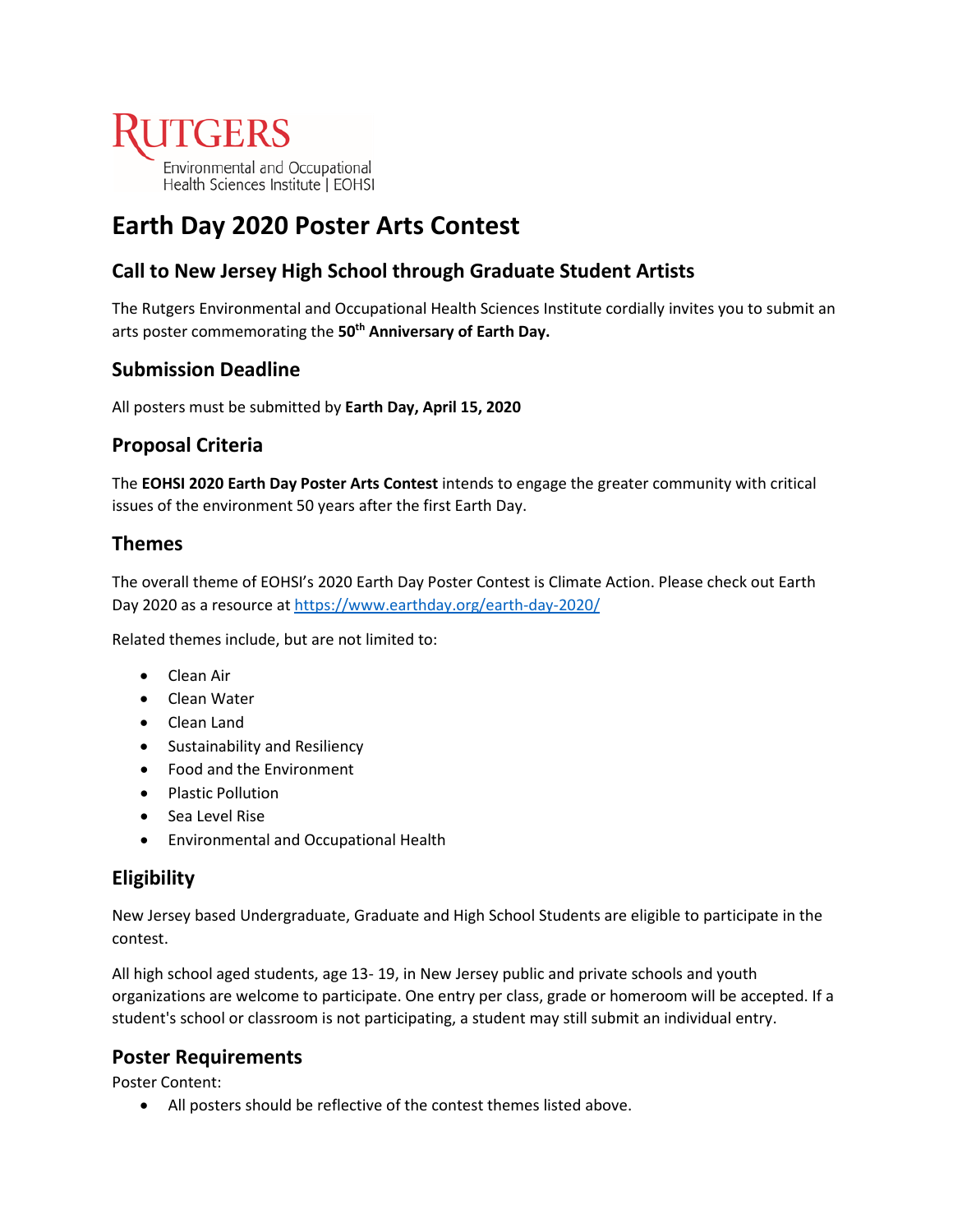RUTGERS
Environmental and Occupational Health Sciences Institute | EOHSI

# Earth Day 2020 Poster Arts Contest

## Call to New Jersey High School through Graduate Student Artists

The Rutgers Environmental and Occupational Health Sciences Institute cordially invites you to submit an arts poster commemorating the **50th Anniversary of Earth Day.**

## Submission Deadline

All posters must be submitted by **Earth Day, April 15, 2020**

## Proposal Criteria

The **EOHSI 2020 Earth Day Poster Arts Contest** intends to engage the greater community with critical issues of the environment 50 years after the first Earth Day.

## Themes

The overall theme of EOHSI's 2020 Earth Day Poster Contest is Climate Action. Please check out Earth Day 2020 as a resource at https://www.earthday.org/earth-day-2020/

Related themes include, but are not limited to:

- Clean Air
- Clean Water
- Clean Land
- Sustainability and Resiliency
- Food and the Environment
- Plastic Pollution
- Sea Level Rise
- Environmental and Occupational Health

## Eligibility

New Jersey based Undergraduate, Graduate and High School Students are eligible to participate in the contest.

All high school aged students, age 13- 19, in New Jersey public and private schools and youth organizations are welcome to participate. One entry per class, grade or homeroom will be accepted. If a student's school or classroom is not participating, a student may still submit an individual entry.

## Poster Requirements

Poster Content:

- All posters should be reflective of the contest themes listed above.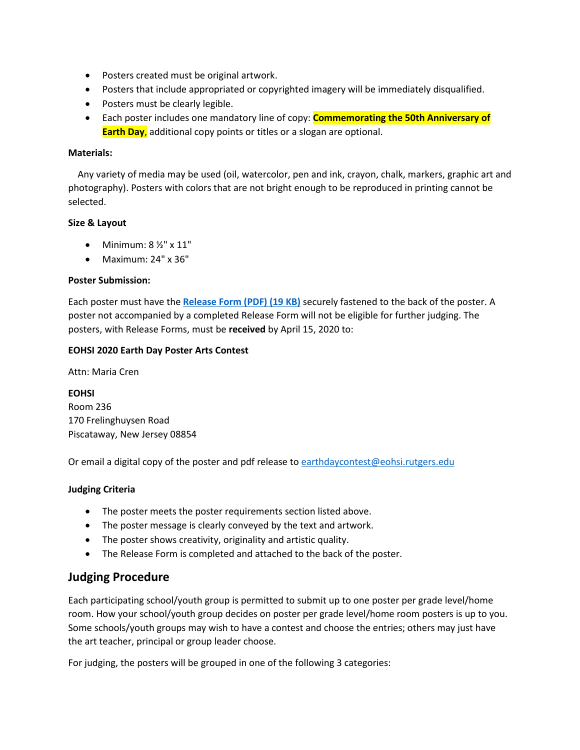- Posters created must be original artwork.
- Posters that include appropriated or copyrighted imagery will be immediately disqualified.
- Posters must be clearly legible.
- Each poster includes one mandatory line of copy: **Commemorating the 50th Anniversary of Earth Day**, additional copy points or titles or a slogan are optional.

**Materials:**

Any variety of media may be used (oil, watercolor, pen and ink, crayon, chalk, markers, graphic art and photography). Posters with colors that are not bright enough to be reproduced in printing cannot be selected.

**Size & Layout**

- Minimum: 8 ½" x 11"
- Maximum: 24" x 36"

**Poster Submission:**

Each poster must have the **Release Form (PDF) (19 KB)** securely fastened to the back of the poster. A poster not accompanied by a completed Release Form will not be eligible for further judging. The posters, with Release Forms, must be **received** by April 15, 2020 to:

**EOHSI 2020 Earth Day Poster Arts Contest**

Attn: Maria Cren

**EOHSI**
Room 236
170 Frelinghuysen Road
Piscataway, New Jersey 08854

Or email a digital copy of the poster and pdf release to earthdaycontest@eohsi.rutgers.edu

**Judging Criteria**

- The poster meets the poster requirements section listed above.
- The poster message is clearly conveyed by the text and artwork.
- The poster shows creativity, originality and artistic quality.
- The Release Form is completed and attached to the back of the poster.

## Judging Procedure

Each participating school/youth group is permitted to submit up to one poster per grade level/home room. How your school/youth group decides on poster per grade level/home room posters is up to you. Some schools/youth groups may wish to have a contest and choose the entries; others may just have the art teacher, principal or group leader choose.

For judging, the posters will be grouped in one of the following 3 categories: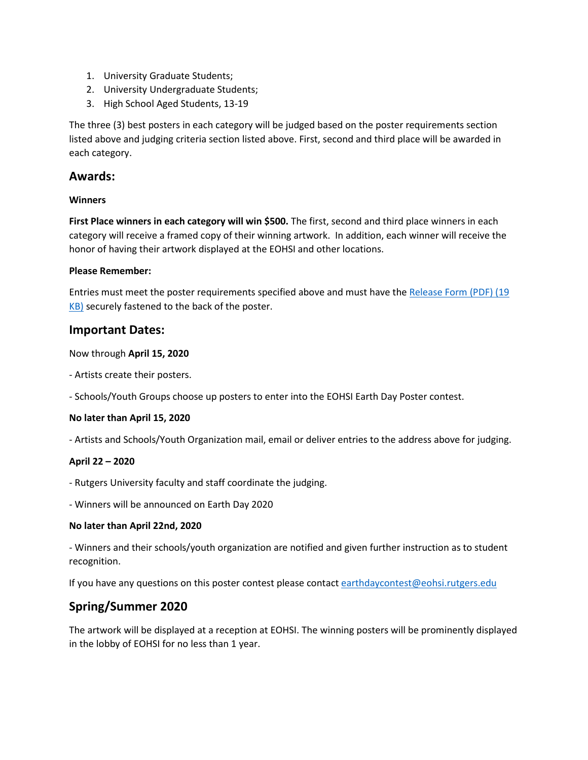1. University Graduate Students;
2. University Undergraduate Students;
3. High School Aged Students, 13-19

The three (3) best posters in each category will be judged based on the poster requirements section listed above and judging criteria section listed above. First, second and third place will be awarded in each category.

## Awards:

**Winners**

**First Place winners in each category will win $500.** The first, second and third place winners in each category will receive a framed copy of their winning artwork. In addition, each winner will receive the honor of having their artwork displayed at the EOHSI and other locations.

**Please Remember:**

Entries must meet the poster requirements specified above and must have the [Release Form (PDF) (19 KB)] securely fastened to the back of the poster.

## Important Dates:

Now through **April 15, 2020**

- Artists create their posters.

- Schools/Youth Groups choose up posters to enter into the EOHSI Earth Day Poster contest.

**No later than April 15, 2020**

- Artists and Schools/Youth Organization mail, email or deliver entries to the address above for judging.

**April 22 – 2020**

- Rutgers University faculty and staff coordinate the judging.

- Winners will be announced on Earth Day 2020

**No later than April 22nd, 2020**

- Winners and their schools/youth organization are notified and given further instruction as to student recognition.

If you have any questions on this poster contest please contact earthdaycontest@eohsi.rutgers.edu

## Spring/Summer 2020

The artwork will be displayed at a reception at EOHSI. The winning posters will be prominently displayed in the lobby of EOHSI for no less than 1 year.